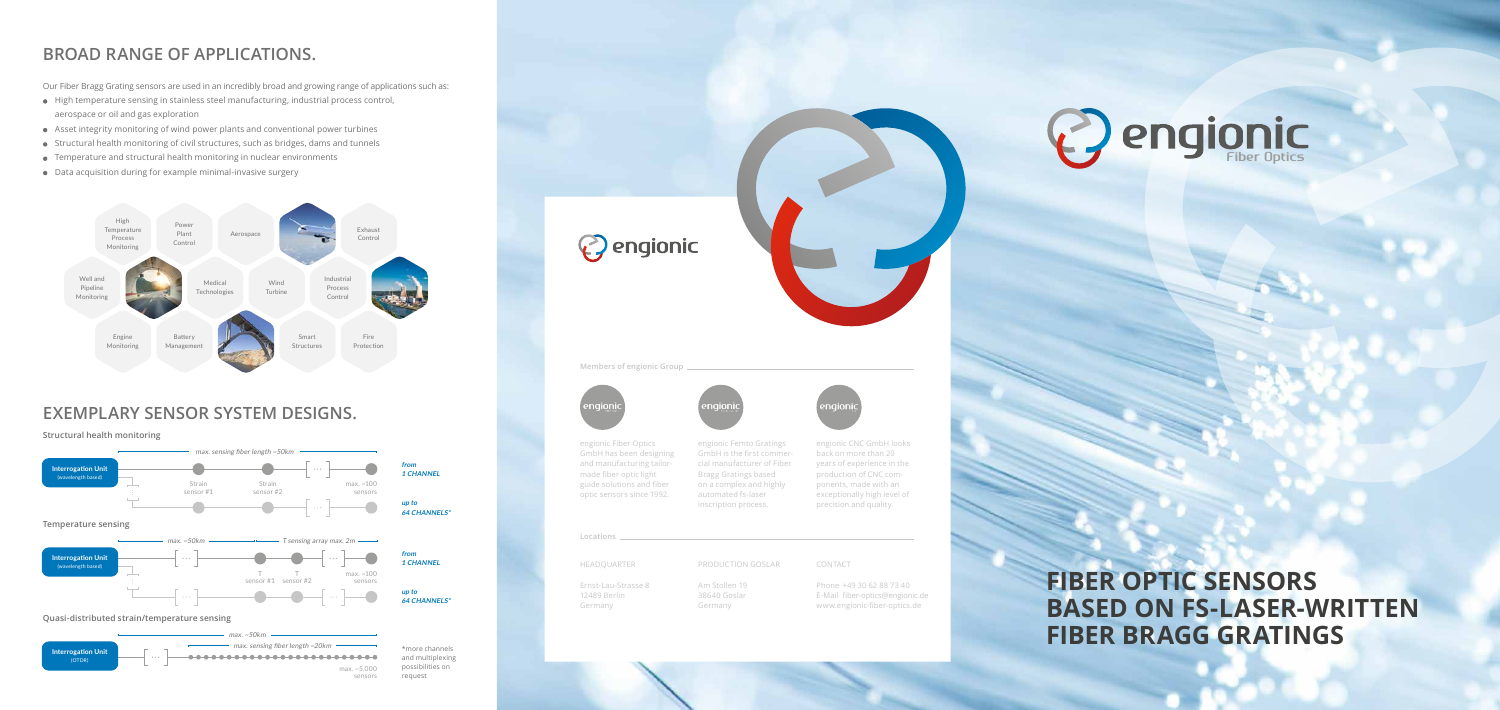## BROAD RANGE OF APPLICATIONS.

Our Fiber Bragg Grating sensors are used in an incredibly broad and growing range of applications such as:

- High temperature sensing in stainless steel manufacturing, industrial process control, aerospace or oil and gas exploration
- Asset integrity monitoring of wind power plants and conventional power turbines
- Structural health monitoring of civil structures, such as bridges, dams and tunnels
- Temperature and structural health monitoring in nuclear environments
- Data acquisition during for example minimal-invasive surgery

High Temperature Process Monitoring | Power Plant Control | Aerospace | Exhaust Control | Well and Pipeline Monitoring | Medical Technologies | Wind Turbine | Industrial Process Control | Engine Monitoring | Battery Management | Smart Structures | Fire Protection

## EXEMPLARY SENSOR SYSTEM DESIGNS.

**Structural health monitoring**

Interrogation Unit (wavelength based) — max. sensing fiber length ~50km — Strain sensor #1, Strain sensor #2, … max. ~100 sensors

*from 1 CHANNEL*

*up to 64 CHANNELS\**

**Temperature sensing**

Interrogation Unit (wavelength based) — max. ~50km — T sensing array max. 2m — T sensor #1, T sensor #2, … max. ~100 sensors

*from 1 CHANNEL*

*up to 64 CHANNELS\**

**Quasi-distributed strain/temperature sensing**

Interrogation Unit (OTDR) — max. ~50km — max. sensing fiber length ~20km — max. ~5.000 sensors

\*more channels and multiplexing possibilities on request

engionic

**Members of engionic Group**

engionic Fiber Optics GmbH has been designing and manufacturing tailor-made fiber optic light guide solutions and fiber optic sensors since 1992.

engionic Femto Gratings GmbH is the first commercial manufacturer of Fiber Bragg Gratings based on a complex and highly automated fs-laser inscription process.

engionic CNC GmbH looks back on more than 20 years of experience in the production of CNC components, made with an exceptionally high level of precision and quality.

**Locations**

HEADQUARTER
Ernst-Lau-Strasse 8
12489 Berlin
Germany

PRODUCTION GOSLAR
Am Stollen 19
38640 Goslar
Germany

CONTACT
Phone +49 30 62 88 73 40
E-Mail fiber-optics@engionic.de
www.engionic-fiber-optics.de

engionic Fiber Optics

# FIBER OPTIC SENSORS BASED ON FS-LASER-WRITTEN FIBER BRAGG GRATINGS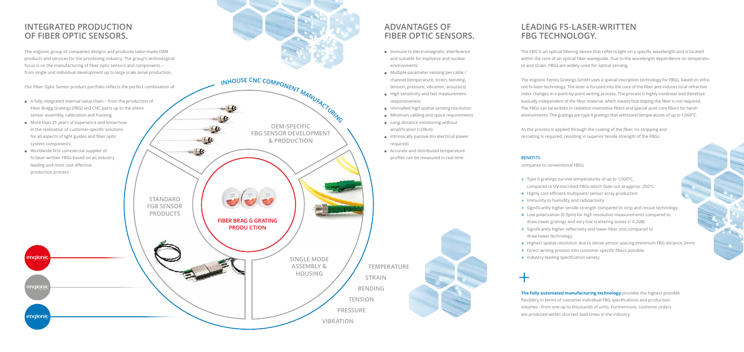## INTEGRATED PRODUCTION OF FIBER OPTIC SENSORS.

The engionic group of companies designs and produces tailor-made OEM products and services for the processing industry. The group's technological focus is on the manufacturing of fiber optic sensors and components – from single unit individual development up to large scale serial production.

Our Fiber Optic Sensor product portfolio reflects the perfect combination of

- A fully integrated internal value chain – from the production of Fiber Bragg Gratings (FBG) and CNC parts up to the entire sensor assembly, calibration and housing
- More than 25 years of experience and know-how in the realization of customer-specific solutions for all aspects of light guides and fiber optic system components
- Worldwide first commercial supplier of fs-laser-written FBGs based on an industry leading and most cost effective production process

INHOUSE CNC COMPONENT MANUFACTURING

OEM-SPECIFIC FBG SENSOR DEVELOPMENT & PRODUCTION

STANDARD FGB SENSOR PRODUCTS

FIBER BRAG G GRATING PRODU CTION

SINGLE MODE ASSEMBLY & HOUSING

TEMPERATURE

STRAIN

BENDING

TENSION

PRESSURE

VIBRATION

engionic

engionic

engionic

## ADVANTAGES OF FIBER OPTIC SENSORS.

- Immune to electromagnetic interference and suitable for explosive and nuclear environments
- Multiple parameter sensing per cable / channel (temperature, strain, bending, tension, pressure, vibration, acoustics)
- High sensitivity and fast measurement responsiveness
- Unrivalled high spatial sensing resolution
- Minimum cabling and space requirements
- Long-distance monitoring without amplification (>20km)
- Intrinsically passive (no electrical power required)
- Accurate and distributed temperature profiles can be measured in real time

## LEADING FS-LASER-WRITTEN FBG TECHNOLOGY.

The FBG is an optical filtering device that reflects light on a specific wavelength and is located within the core of an optical fiber waveguide. Due to the wavelength dependence on temperature and strain, FBGs are widely used for optical sensing.

The engionic Femto Gratings GmbH uses a special inscription technology for FBGs, based on infrared fs-laser technology. The laser is focused into the core of the fiber and induces local refractive index changes in a point-by-point writing process. The process is highly nonlinear and therefore basically independent of the fiber material, which means that doping the fiber is not required. The FBGs can be written in radiation insensitive fibers and special pure core fibers for harsh environments. The gratings are type II gratings that withstand temperatures of up to 1,000°C.

As the process is applied through the coating of the fiber, no stripping and recoating is required, resulting in superior tensile strength of the FBGs.

**BENEFITS**

compared to conventional FBGs

+ Type II gratings survive temperatures of up to 1,000°C, compared to UV-inscribed FBGs which fade-out at approx. 250°C
+ Highly cost efficient multipoint/ sensor array production
+ Immunity to humidity and radioactivity
+ Significantly higher tensile strength compared to strip and recoat technology
+ Low polarization (0-5pm) for high resolution measurements compared to draw tower gratings and very low scattering losses (< 0,2dB)
+ Significantly higher reflectivity and lower fiber cost compared to draw tower technology
+ Highest spatial resolution due to dense sensor spacing (minimum FBG distance 2mm)
+ Direct writing process into customer specific fibers possible
+ Industry leading specification variety

**The fully automated manufacturing technology** provides the highest possible flexibility in terms of customer individual FBG specifications and production volumes - from one up to thousands of units. Furthermore, customer orders are produced within shortest lead times in the industry.